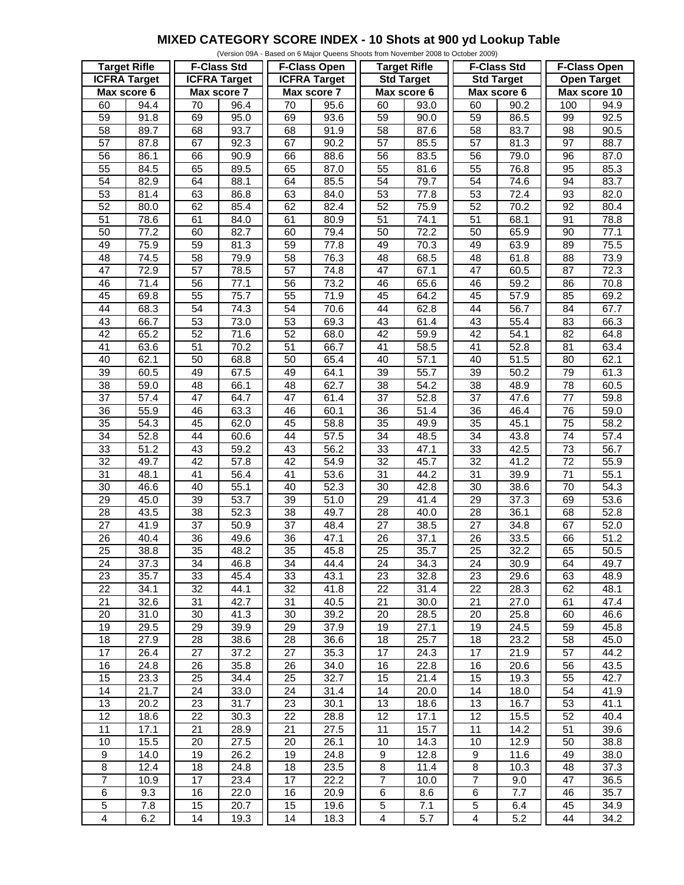# MIXED CATEGORY SCORE INDEX - 10 Shots at 900 yd Lookup Table

(Version 09A - Based on 6 Major Queens Shoots from November 2008 to October 2009)

| Target Rifle | | F-Class Std | | F-Class Open | | Target Rifle | | F-Class Std | | F-Class Open | |
|---|---|---|---|---|---|---|---|---|---|---|---|
| ICFRA Target | | ICFRA Target | | ICFRA Target | | Std Target | | Std Target | | Open Target | |
| Max score 6 | | Max score 7 | | Max score 7 | | Max score 6 | | Max score 6 | | Max score 10 | |
| 60 | 94.4 | 70 | 96.4 | 70 | 95.6 | 60 | 93.0 | 60 | 90.2 | 100 | 94.9 |
| 59 | 91.8 | 69 | 95.0 | 69 | 93.6 | 59 | 90.0 | 59 | 86.5 | 99 | 92.5 |
| 58 | 89.7 | 68 | 93.7 | 68 | 91.9 | 58 | 87.6 | 58 | 83.7 | 98 | 90.5 |
| 57 | 87.8 | 67 | 92.3 | 67 | 90.2 | 57 | 85.5 | 57 | 81.3 | 97 | 88.7 |
| 56 | 86.1 | 66 | 90.9 | 66 | 88.6 | 56 | 83.5 | 56 | 79.0 | 96 | 87.0 |
| 55 | 84.5 | 65 | 89.5 | 65 | 87.0 | 55 | 81.6 | 55 | 76.8 | 95 | 85.3 |
| 54 | 82.9 | 64 | 88.1 | 64 | 85.5 | 54 | 79.7 | 54 | 74.6 | 94 | 83.7 |
| 53 | 81.4 | 63 | 86.8 | 63 | 84.0 | 53 | 77.8 | 53 | 72.4 | 93 | 82.0 |
| 52 | 80.0 | 62 | 85.4 | 62 | 82.4 | 52 | 75.9 | 52 | 70.2 | 92 | 80.4 |
| 51 | 78.6 | 61 | 84.0 | 61 | 80.9 | 51 | 74.1 | 51 | 68.1 | 91 | 78.8 |
| 50 | 77.2 | 60 | 82.7 | 60 | 79.4 | 50 | 72.2 | 50 | 65.9 | 90 | 77.1 |
| 49 | 75.9 | 59 | 81.3 | 59 | 77.8 | 49 | 70.3 | 49 | 63.9 | 89 | 75.5 |
| 48 | 74.5 | 58 | 79.9 | 58 | 76.3 | 48 | 68.5 | 48 | 61.8 | 88 | 73.9 |
| 47 | 72.9 | 57 | 78.5 | 57 | 74.8 | 47 | 67.1 | 47 | 60.5 | 87 | 72.3 |
| 46 | 71.4 | 56 | 77.1 | 56 | 73.2 | 46 | 65.6 | 46 | 59.2 | 86 | 70.8 |
| 45 | 69.8 | 55 | 75.7 | 55 | 71.9 | 45 | 64.2 | 45 | 57.9 | 85 | 69.2 |
| 44 | 68.3 | 54 | 74.3 | 54 | 70.6 | 44 | 62.8 | 44 | 56.7 | 84 | 67.7 |
| 43 | 66.7 | 53 | 73.0 | 53 | 69.3 | 43 | 61.4 | 43 | 55.4 | 83 | 66.3 |
| 42 | 65.2 | 52 | 71.6 | 52 | 68.0 | 42 | 59.9 | 42 | 54.1 | 82 | 64.8 |
| 41 | 63.6 | 51 | 70.2 | 51 | 66.7 | 41 | 58.5 | 41 | 52.8 | 81 | 63.4 |
| 40 | 62.1 | 50 | 68.8 | 50 | 65.4 | 40 | 57.1 | 40 | 51.5 | 80 | 62.1 |
| 39 | 60.5 | 49 | 67.5 | 49 | 64.1 | 39 | 55.7 | 39 | 50.2 | 79 | 61.3 |
| 38 | 59.0 | 48 | 66.1 | 48 | 62.7 | 38 | 54.2 | 38 | 48.9 | 78 | 60.5 |
| 37 | 57.4 | 47 | 64.7 | 47 | 61.4 | 37 | 52.8 | 37 | 47.6 | 77 | 59.8 |
| 36 | 55.9 | 46 | 63.3 | 46 | 60.1 | 36 | 51.4 | 36 | 46.4 | 76 | 59.0 |
| 35 | 54.3 | 45 | 62.0 | 45 | 58.8 | 35 | 49.9 | 35 | 45.1 | 75 | 58.2 |
| 34 | 52.8 | 44 | 60.6 | 44 | 57.5 | 34 | 48.5 | 34 | 43.8 | 74 | 57.4 |
| 33 | 51.2 | 43 | 59.2 | 43 | 56.2 | 33 | 47.1 | 33 | 42.5 | 73 | 56.7 |
| 32 | 49.7 | 42 | 57.8 | 42 | 54.9 | 32 | 45.7 | 32 | 41.2 | 72 | 55.9 |
| 31 | 48.1 | 41 | 56.4 | 41 | 53.6 | 31 | 44.2 | 31 | 39.9 | 71 | 55.1 |
| 30 | 46.6 | 40 | 55.1 | 40 | 52.3 | 30 | 42.8 | 30 | 38.6 | 70 | 54.3 |
| 29 | 45.0 | 39 | 53.7 | 39 | 51.0 | 29 | 41.4 | 29 | 37.3 | 69 | 53.6 |
| 28 | 43.5 | 38 | 52.3 | 38 | 49.7 | 28 | 40.0 | 28 | 36.1 | 68 | 52.8 |
| 27 | 41.9 | 37 | 50.9 | 37 | 48.4 | 27 | 38.5 | 27 | 34.8 | 67 | 52.0 |
| 26 | 40.4 | 36 | 49.6 | 36 | 47.1 | 26 | 37.1 | 26 | 33.5 | 66 | 51.2 |
| 25 | 38.8 | 35 | 48.2 | 35 | 45.8 | 25 | 35.7 | 25 | 32.2 | 65 | 50.5 |
| 24 | 37.3 | 34 | 46.8 | 34 | 44.4 | 24 | 34.3 | 24 | 30.9 | 64 | 49.7 |
| 23 | 35.7 | 33 | 45.4 | 33 | 43.1 | 23 | 32.8 | 23 | 29.6 | 63 | 48.9 |
| 22 | 34.1 | 32 | 44.1 | 32 | 41.8 | 22 | 31.4 | 22 | 28.3 | 62 | 48.1 |
| 21 | 32.6 | 31 | 42.7 | 31 | 40.5 | 21 | 30.0 | 21 | 27.0 | 61 | 47.4 |
| 20 | 31.0 | 30 | 41.3 | 30 | 39.2 | 20 | 28.5 | 20 | 25.8 | 60 | 46.6 |
| 19 | 29.5 | 29 | 39.9 | 29 | 37.9 | 19 | 27.1 | 19 | 24.5 | 59 | 45.8 |
| 18 | 27.9 | 28 | 38.6 | 28 | 36.6 | 18 | 25.7 | 18 | 23.2 | 58 | 45.0 |
| 17 | 26.4 | 27 | 37.2 | 27 | 35.3 | 17 | 24.3 | 17 | 21.9 | 57 | 44.2 |
| 16 | 24.8 | 26 | 35.8 | 26 | 34.0 | 16 | 22.8 | 16 | 20.6 | 56 | 43.5 |
| 15 | 23.3 | 25 | 34.4 | 25 | 32.7 | 15 | 21.4 | 15 | 19.3 | 55 | 42.7 |
| 14 | 21.7 | 24 | 33.0 | 24 | 31.4 | 14 | 20.0 | 14 | 18.0 | 54 | 41.9 |
| 13 | 20.2 | 23 | 31.7 | 23 | 30.1 | 13 | 18.6 | 13 | 16.7 | 53 | 41.1 |
| 12 | 18.6 | 22 | 30.3 | 22 | 28.8 | 12 | 17.1 | 12 | 15.5 | 52 | 40.4 |
| 11 | 17.1 | 21 | 28.9 | 21 | 27.5 | 11 | 15.7 | 11 | 14.2 | 51 | 39.6 |
| 10 | 15.5 | 20 | 27.5 | 20 | 26.1 | 10 | 14.3 | 10 | 12.9 | 50 | 38.8 |
| 9 | 14.0 | 19 | 26.2 | 19 | 24.8 | 9 | 12.8 | 9 | 11.6 | 49 | 38.0 |
| 8 | 12.4 | 18 | 24.8 | 18 | 23.5 | 8 | 11.4 | 8 | 10.3 | 48 | 37.3 |
| 7 | 10.9 | 17 | 23.4 | 17 | 22.2 | 7 | 10.0 | 7 | 9.0 | 47 | 36.5 |
| 6 | 9.3 | 16 | 22.0 | 16 | 20.9 | 6 | 8.6 | 6 | 7.7 | 46 | 35.7 |
| 5 | 7.8 | 15 | 20.7 | 15 | 19.6 | 5 | 7.1 | 5 | 6.4 | 45 | 34.9 |
| 4 | 6.2 | 14 | 19.3 | 14 | 18.3 | 4 | 5.7 | 4 | 5.2 | 44 | 34.2 |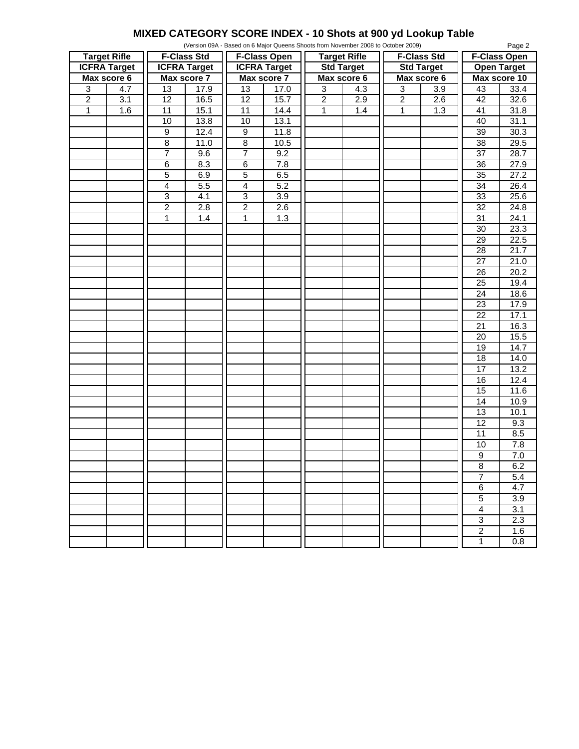# MIXED CATEGORY SCORE INDEX - 10 Shots at 900 yd Lookup Table

(Version 09A - Based on 6 Major Queens Shoots from November 2008 to October 2009)

| Target Rifle | | F-Class Std | | F-Class Open | | Target Rifle | | F-Class Std | | F-Class Open | |
|---|---|---|---|---|---|---|---|---|---|---|---|
| ICFRA Target | | ICFRA Target | | ICFRA Target | | Std Target | | Std Target | | Open Target | |
| Max score 6 | | Max score 7 | | Max score 7 | | Max score 6 | | Max score 6 | | Max score 10 | |
| 3 | 4.7 | 13 | 17.9 | 13 | 17.0 | 3 | 4.3 | 3 | 3.9 | 43 | 33.4 |
| 2 | 3.1 | 12 | 16.5 | 12 | 15.7 | 2 | 2.9 | 2 | 2.6 | 42 | 32.6 |
| 1 | 1.6 | 11 | 15.1 | 11 | 14.4 | 1 | 1.4 | 1 | 1.3 | 41 | 31.8 |
| | | 10 | 13.8 | 10 | 13.1 | | | | | 40 | 31.1 |
| | | 9 | 12.4 | 9 | 11.8 | | | | | 39 | 30.3 |
| | | 8 | 11.0 | 8 | 10.5 | | | | | 38 | 29.5 |
| | | 7 | 9.6 | 7 | 9.2 | | | | | 37 | 28.7 |
| | | 6 | 8.3 | 6 | 7.8 | | | | | 36 | 27.9 |
| | | 5 | 6.9 | 5 | 6.5 | | | | | 35 | 27.2 |
| | | 4 | 5.5 | 4 | 5.2 | | | | | 34 | 26.4 |
| | | 3 | 4.1 | 3 | 3.9 | | | | | 33 | 25.6 |
| | | 2 | 2.8 | 2 | 2.6 | | | | | 32 | 24.8 |
| | | 1 | 1.4 | 1 | 1.3 | | | | | 31 | 24.1 |
| | | | | | | | | | | 30 | 23.3 |
| | | | | | | | | | | 29 | 22.5 |
| | | | | | | | | | | 28 | 21.7 |
| | | | | | | | | | | 27 | 21.0 |
| | | | | | | | | | | 26 | 20.2 |
| | | | | | | | | | | 25 | 19.4 |
| | | | | | | | | | | 24 | 18.6 |
| | | | | | | | | | | 23 | 17.9 |
| | | | | | | | | | | 22 | 17.1 |
| | | | | | | | | | | 21 | 16.3 |
| | | | | | | | | | | 20 | 15.5 |
| | | | | | | | | | | 19 | 14.7 |
| | | | | | | | | | | 18 | 14.0 |
| | | | | | | | | | | 17 | 13.2 |
| | | | | | | | | | | 16 | 12.4 |
| | | | | | | | | | | 15 | 11.6 |
| | | | | | | | | | | 14 | 10.9 |
| | | | | | | | | | | 13 | 10.1 |
| | | | | | | | | | | 12 | 9.3 |
| | | | | | | | | | | 11 | 8.5 |
| | | | | | | | | | | 10 | 7.8 |
| | | | | | | | | | | 9 | 7.0 |
| | | | | | | | | | | 8 | 6.2 |
| | | | | | | | | | | 7 | 5.4 |
| | | | | | | | | | | 6 | 4.7 |
| | | | | | | | | | | 5 | 3.9 |
| | | | | | | | | | | 4 | 3.1 |
| | | | | | | | | | | 3 | 2.3 |
| | | | | | | | | | | 2 | 1.6 |
| | | | | | | | | | | 1 | 0.8 |